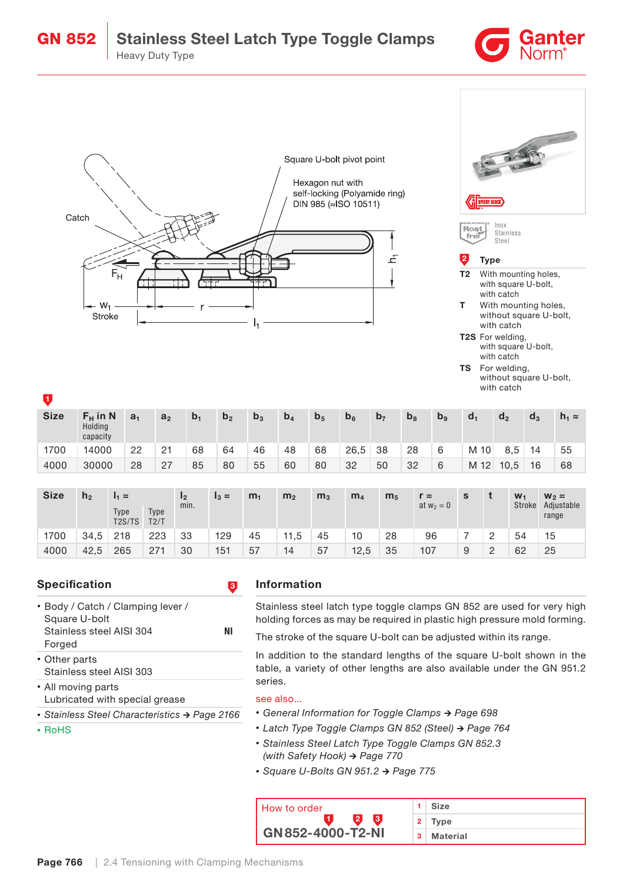# GN 852 Stainless Steel Latch Type Toggle Clamps

Heavy Duty Type

Ganter Norm®

Square U-bolt pivot point

Hexagon nut with self-locking (Polyamide ring) DIN 985 (≈ISO 10511)

Catch

$F_H$

$w_1$ Stroke

r

$l_1$

$h_1$

Inox Stainless Steel

**2 Type**

- **T2** With mounting holes, with square U-bolt, with catch
- **T** With mounting holes, without square U-bolt, with catch
- **T2S** For welding, with square U-bolt, with catch
- **TS** For welding, without square U-bolt, with catch

1

| Size | $F_H$ in N Holding capacity | $a_1$ | $a_2$ | $b_1$ | $b_2$ | $b_3$ | $b_4$ | $b_5$ | $b_6$ | $b_7$ | $b_8$ | $b_9$ | $d_1$ | $d_2$ | $d_3$ | $h_1$ ≈ |
|---|---|---|---|---|---|---|---|---|---|---|---|---|---|---|---|---|
| 1700 | 14000 | 22 | 21 | 68 | 64 | 46 | 48 | 68 | 26,5 | 38 | 28 | 6 | M 10 | 8,5 | 14 | 55 |
| 4000 | 30000 | 28 | 27 | 85 | 80 | 55 | 60 | 80 | 32 | 50 | 32 | 6 | M 12 | 10,5 | 16 | 68 |

| Size | $h_2$ | $l_1$ ≈ Type T2S/TS | $l_1$ ≈ Type T2/T | $l_2$ min. | $l_3$ ≈ | $m_1$ | $m_2$ | $m_3$ | $m_4$ | $m_5$ | r ≈ at $w_2$ = 0 | s | t | $w_1$ Stroke | $w_2$ ≈ Adjustable range |
|---|---|---|---|---|---|---|---|---|---|---|---|---|---|---|---|
| 1700 | 34,5 | 218 | 223 | 33 | 129 | 45 | 11,5 | 45 | 10 | 28 | 96 | 7 | 2 | 54 | 15 |
| 4000 | 42,5 | 265 | 271 | 30 | 151 | 57 | 14 | 57 | 12,5 | 35 | 107 | 9 | 2 | 62 | 25 |

## Specification

3

- Body / Catch / Clamping lever / Square U-bolt
  Stainless steel AISI 304 **NI**
  Forged
- Other parts
  Stainless steel AISI 303
- All moving parts
  Lubricated with special grease
- *Stainless Steel Characteristics → Page 2166*
- RoHS

## Information

Stainless steel latch type toggle clamps GN 852 are used for very high holding forces as may be required in plastic high pressure mold forming.

The stroke of the square U-bolt can be adjusted within its range.

In addition to the standard lengths of the square U-bolt shown in the table, a variety of other lengths are also available under the GN 951.2 series.

see also...

- *General Information for Toggle Clamps → Page 698*
- *Latch Type Toggle Clamps GN 852 (Steel) → Page 764*
- *Stainless Steel Latch Type Toggle Clamps GN 852.3 (with Safety Hook) → Page 770*
- *Square U-Bolts GN 951.2 → Page 775*

### How to order

**GN 852-4000-T2-NI**

| | |
|---|---|
| 1 | Size |
| 2 | Type |
| 3 | Material |

2.4 Tensioning with Clamping Mechanisms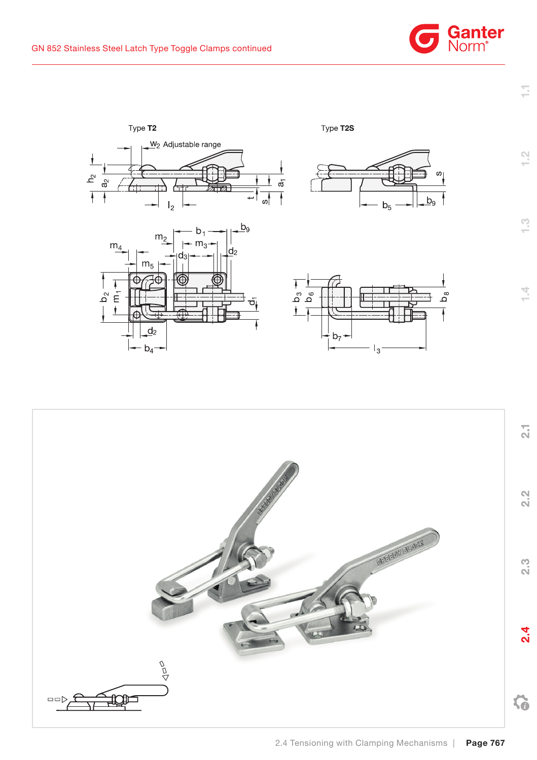Type **T2**

$w_2$ Adjustable range

Type **T2S**